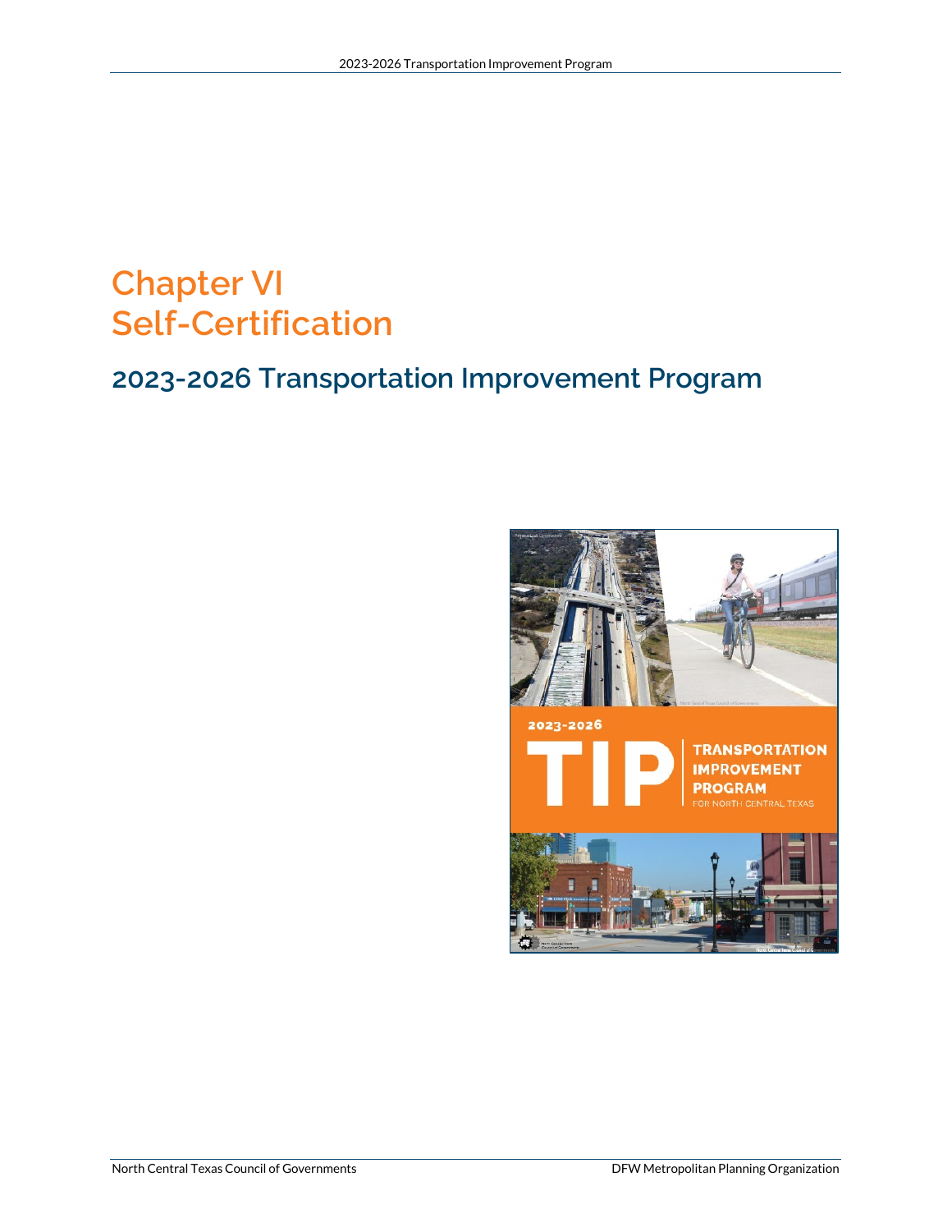# Chapter VI
# Self-Certification

## 2023-2026 Transportation Improvement Program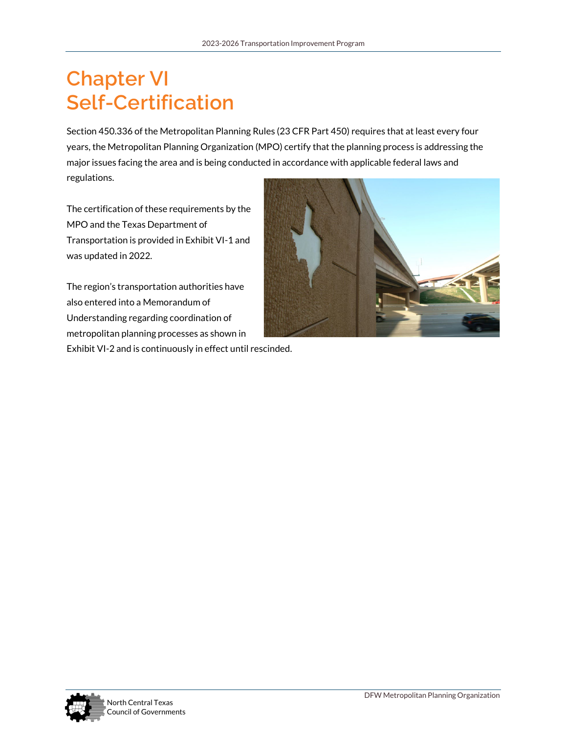# Chapter VI Self-Certification

Section 450.336 of the Metropolitan Planning Rules (23 CFR Part 450) requires that at least every four years, the Metropolitan Planning Organization (MPO) certify that the planning process is addressing the major issues facing the area and is being conducted in accordance with applicable federal laws and regulations.

The certification of these requirements by the MPO and the Texas Department of Transportation is provided in Exhibit VI-1 and was updated in 2022.

The region's transportation authorities have also entered into a Memorandum of Understanding regarding coordination of metropolitan planning processes as shown in Exhibit VI-2 and is continuously in effect until rescinded.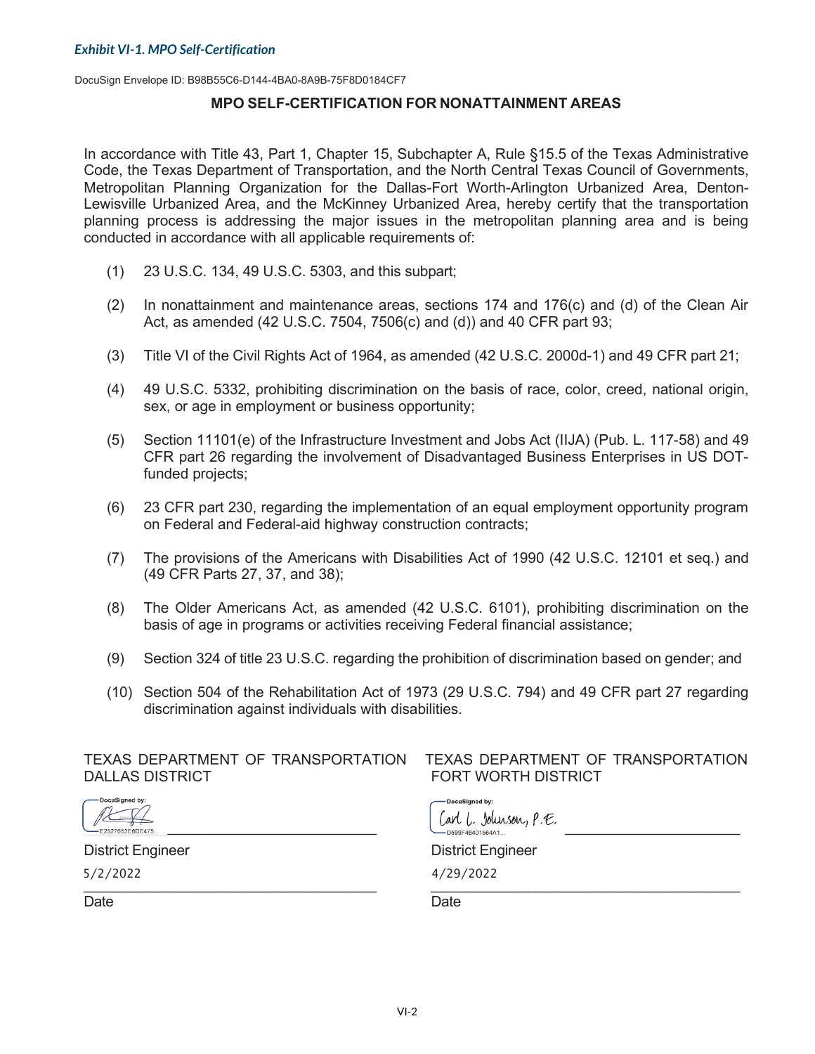*Exhibit VI-1. MPO Self-Certification*

DocuSign Envelope ID: B98B55C6-D144-4BA0-8A9B-75F8D0184CF7

## MPO SELF-CERTIFICATION FOR NONATTAINMENT AREAS

In accordance with Title 43, Part 1, Chapter 15, Subchapter A, Rule §15.5 of the Texas Administrative Code, the Texas Department of Transportation, and the North Central Texas Council of Governments, Metropolitan Planning Organization for the Dallas-Fort Worth-Arlington Urbanized Area, Denton-Lewisville Urbanized Area, and the McKinney Urbanized Area, hereby certify that the transportation planning process is addressing the major issues in the metropolitan planning area and is being conducted in accordance with all applicable requirements of:

(1) 23 U.S.C. 134, 49 U.S.C. 5303, and this subpart;

(2) In nonattainment and maintenance areas, sections 174 and 176(c) and (d) of the Clean Air Act, as amended (42 U.S.C. 7504, 7506(c) and (d)) and 40 CFR part 93;

(3) Title VI of the Civil Rights Act of 1964, as amended (42 U.S.C. 2000d-1) and 49 CFR part 21;

(4) 49 U.S.C. 5332, prohibiting discrimination on the basis of race, color, creed, national origin, sex, or age in employment or business opportunity;

(5) Section 11101(e) of the Infrastructure Investment and Jobs Act (IIJA) (Pub. L. 117-58) and 49 CFR part 26 regarding the involvement of Disadvantaged Business Enterprises in US DOT-funded projects;

(6) 23 CFR part 230, regarding the implementation of an equal employment opportunity program on Federal and Federal-aid highway construction contracts;

(7) The provisions of the Americans with Disabilities Act of 1990 (42 U.S.C. 12101 et seq.) and (49 CFR Parts 27, 37, and 38);

(8) The Older Americans Act, as amended (42 U.S.C. 6101), prohibiting discrimination on the basis of age in programs or activities receiving Federal financial assistance;

(9) Section 324 of title 23 U.S.C. regarding the prohibition of discrimination based on gender; and

(10) Section 504 of the Rehabilitation Act of 1973 (29 U.S.C. 794) and 49 CFR part 27 regarding discrimination against individuals with disabilities.

TEXAS DEPARTMENT OF TRANSPORTATION DALLAS DISTRICT

DocuSigned by:
E2527653E8DE475...

District Engineer

5/2/2022

Date

TEXAS DEPARTMENT OF TRANSPORTATION FORT WORTH DISTRICT

DocuSigned by:
Carl L. Johnson, P.E.
D599F46401564A1...

District Engineer

4/29/2022

Date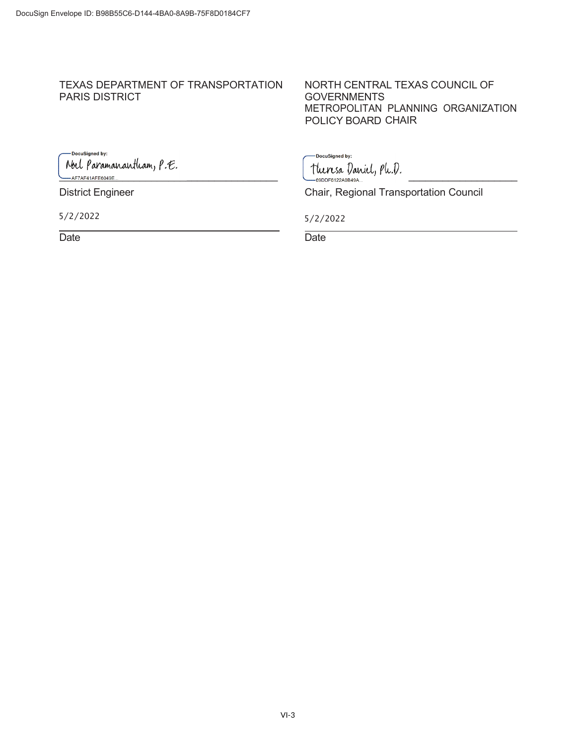DocuSign Envelope ID: B98B55C6-D144-4BA0-8A9B-75F8D0184CF7

TEXAS DEPARTMENT OF TRANSPORTATION
PARIS DISTRICT

DocuSigned by:
Noel Paramanantham, P.E.
AF7AF41AFE6049E...

District Engineer

5/2/2022

Date

NORTH CENTRAL TEXAS COUNCIL OF GOVERNMENTS
METROPOLITAN PLANNING ORGANIZATION
POLICY BOARD CHAIR

DocuSigned by:
Theresa Daniel, Ph.D.
69DDF8122A0B49A...

Chair, Regional Transportation Council

5/2/2022

Date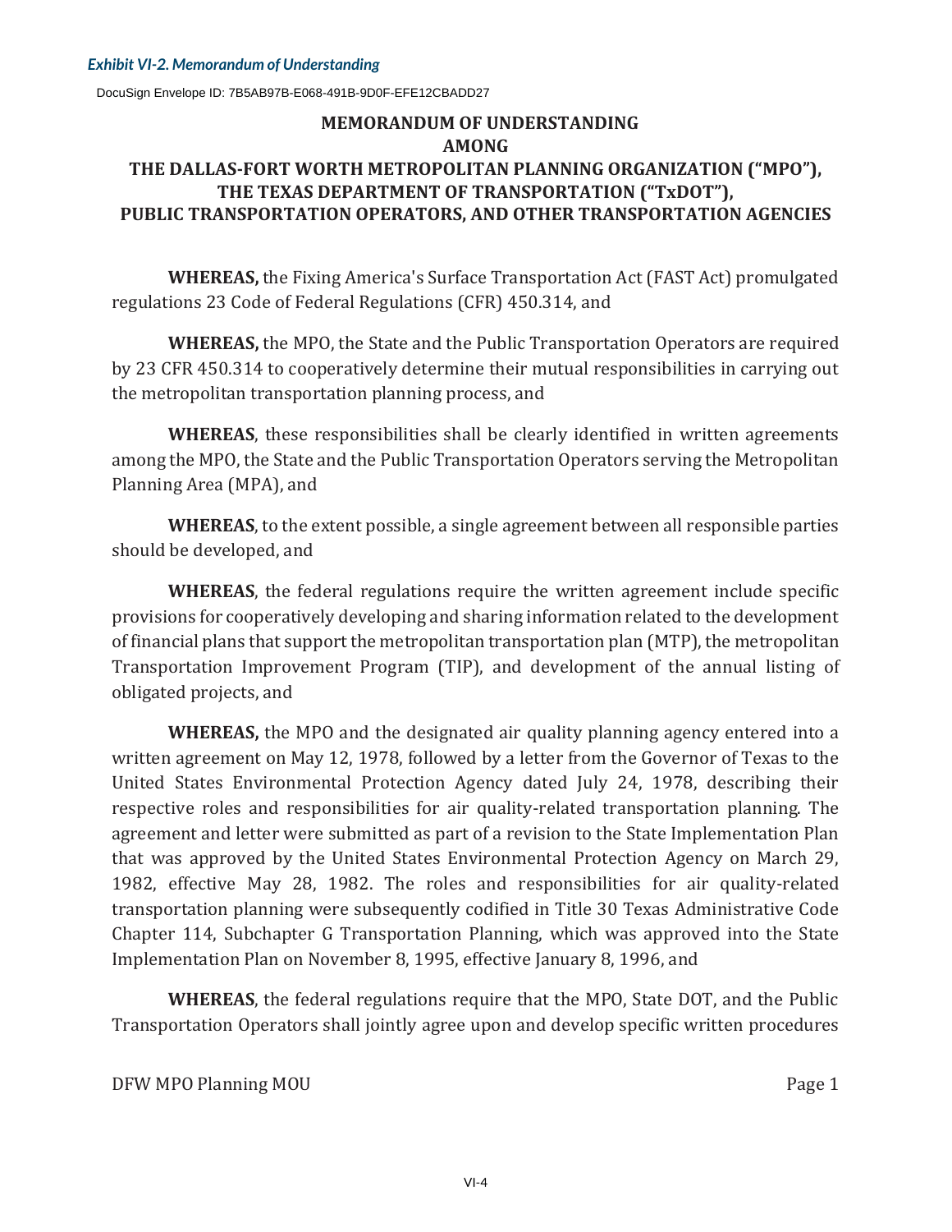*Exhibit VI-2. Memorandum of Understanding*

DocuSign Envelope ID: 7B5AB97B-E068-491B-9D0F-EFE12CBADD27

**MEMORANDUM OF UNDERSTANDING**
**AMONG**
**THE DALLAS-FORT WORTH METROPOLITAN PLANNING ORGANIZATION ("MPO"), THE TEXAS DEPARTMENT OF TRANSPORTATION ("TxDOT"), PUBLIC TRANSPORTATION OPERATORS, AND OTHER TRANSPORTATION AGENCIES**

**WHEREAS,** the Fixing America's Surface Transportation Act (FAST Act) promulgated regulations 23 Code of Federal Regulations (CFR) 450.314, and

**WHEREAS,** the MPO, the State and the Public Transportation Operators are required by 23 CFR 450.314 to cooperatively determine their mutual responsibilities in carrying out the metropolitan transportation planning process, and

**WHEREAS**, these responsibilities shall be clearly identified in written agreements among the MPO, the State and the Public Transportation Operators serving the Metropolitan Planning Area (MPA), and

**WHEREAS**, to the extent possible, a single agreement between all responsible parties should be developed, and

**WHEREAS**, the federal regulations require the written agreement include specific provisions for cooperatively developing and sharing information related to the development of financial plans that support the metropolitan transportation plan (MTP), the metropolitan Transportation Improvement Program (TIP), and development of the annual listing of obligated projects, and

**WHEREAS,** the MPO and the designated air quality planning agency entered into a written agreement on May 12, 1978, followed by a letter from the Governor of Texas to the United States Environmental Protection Agency dated July 24, 1978, describing their respective roles and responsibilities for air quality-related transportation planning. The agreement and letter were submitted as part of a revision to the State Implementation Plan that was approved by the United States Environmental Protection Agency on March 29, 1982, effective May 28, 1982. The roles and responsibilities for air quality-related transportation planning were subsequently codified in Title 30 Texas Administrative Code Chapter 114, Subchapter G Transportation Planning, which was approved into the State Implementation Plan on November 8, 1995, effective January 8, 1996, and

**WHEREAS**, the federal regulations require that the MPO, State DOT, and the Public Transportation Operators shall jointly agree upon and develop specific written procedures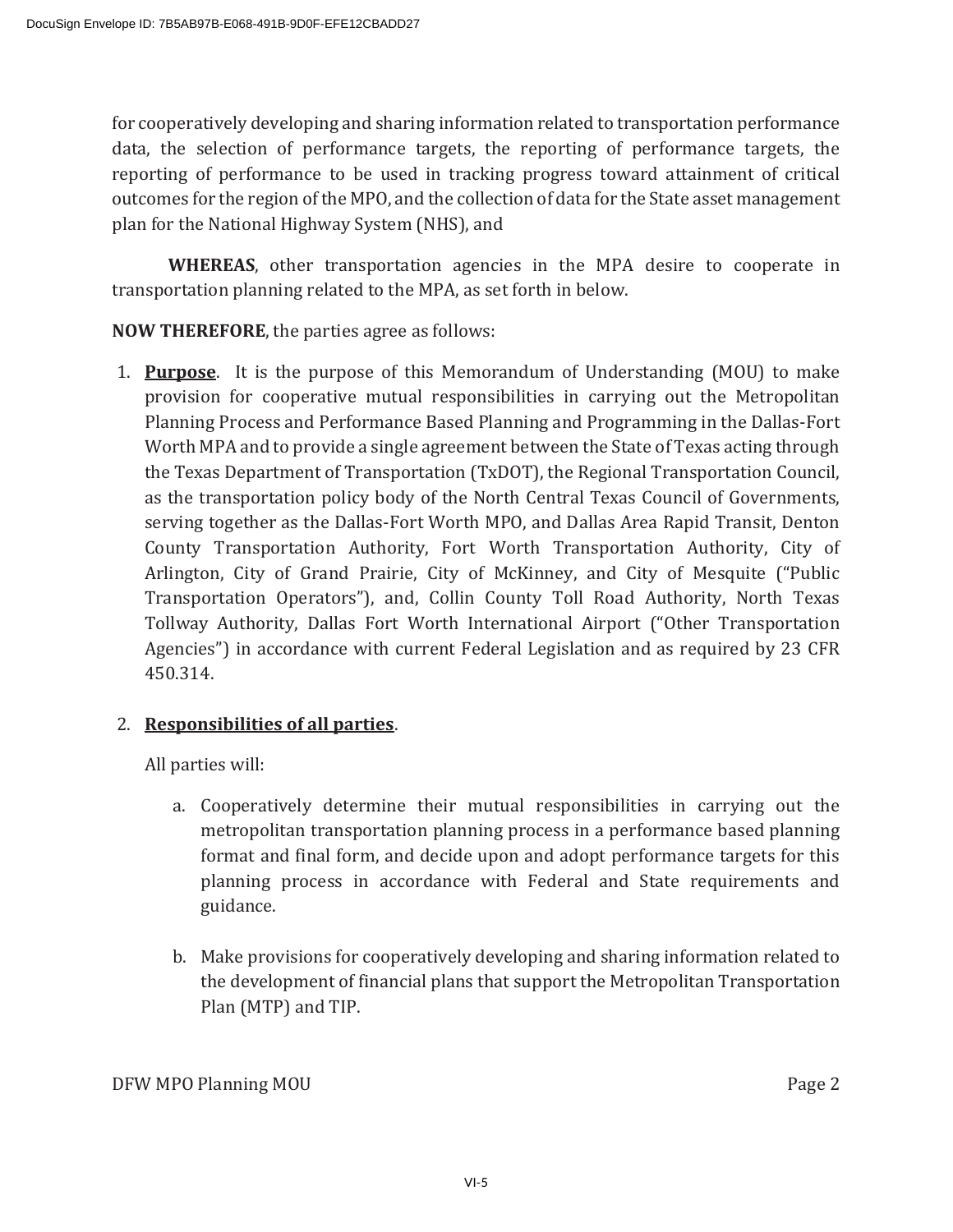for cooperatively developing and sharing information related to transportation performance data, the selection of performance targets, the reporting of performance targets, the reporting of performance to be used in tracking progress toward attainment of critical outcomes for the region of the MPO, and the collection of data for the State asset management plan for the National Highway System (NHS), and

**WHEREAS**, other transportation agencies in the MPA desire to cooperate in transportation planning related to the MPA, as set forth in below.

**NOW THEREFORE**, the parties agree as follows:

1. **Purpose**. It is the purpose of this Memorandum of Understanding (MOU) to make provision for cooperative mutual responsibilities in carrying out the Metropolitan Planning Process and Performance Based Planning and Programming in the Dallas-Fort Worth MPA and to provide a single agreement between the State of Texas acting through the Texas Department of Transportation (TxDOT), the Regional Transportation Council, as the transportation policy body of the North Central Texas Council of Governments, serving together as the Dallas-Fort Worth MPO, and Dallas Area Rapid Transit, Denton County Transportation Authority, Fort Worth Transportation Authority, City of Arlington, City of Grand Prairie, City of McKinney, and City of Mesquite ("Public Transportation Operators"), and, Collin County Toll Road Authority, North Texas Tollway Authority, Dallas Fort Worth International Airport ("Other Transportation Agencies") in accordance with current Federal Legislation and as required by 23 CFR 450.314.

2. **Responsibilities of all parties**.

   All parties will:

   a. Cooperatively determine their mutual responsibilities in carrying out the metropolitan transportation planning process in a performance based planning format and final form, and decide upon and adopt performance targets for this planning process in accordance with Federal and State requirements and guidance.

   b. Make provisions for cooperatively developing and sharing information related to the development of financial plans that support the Metropolitan Transportation Plan (MTP) and TIP.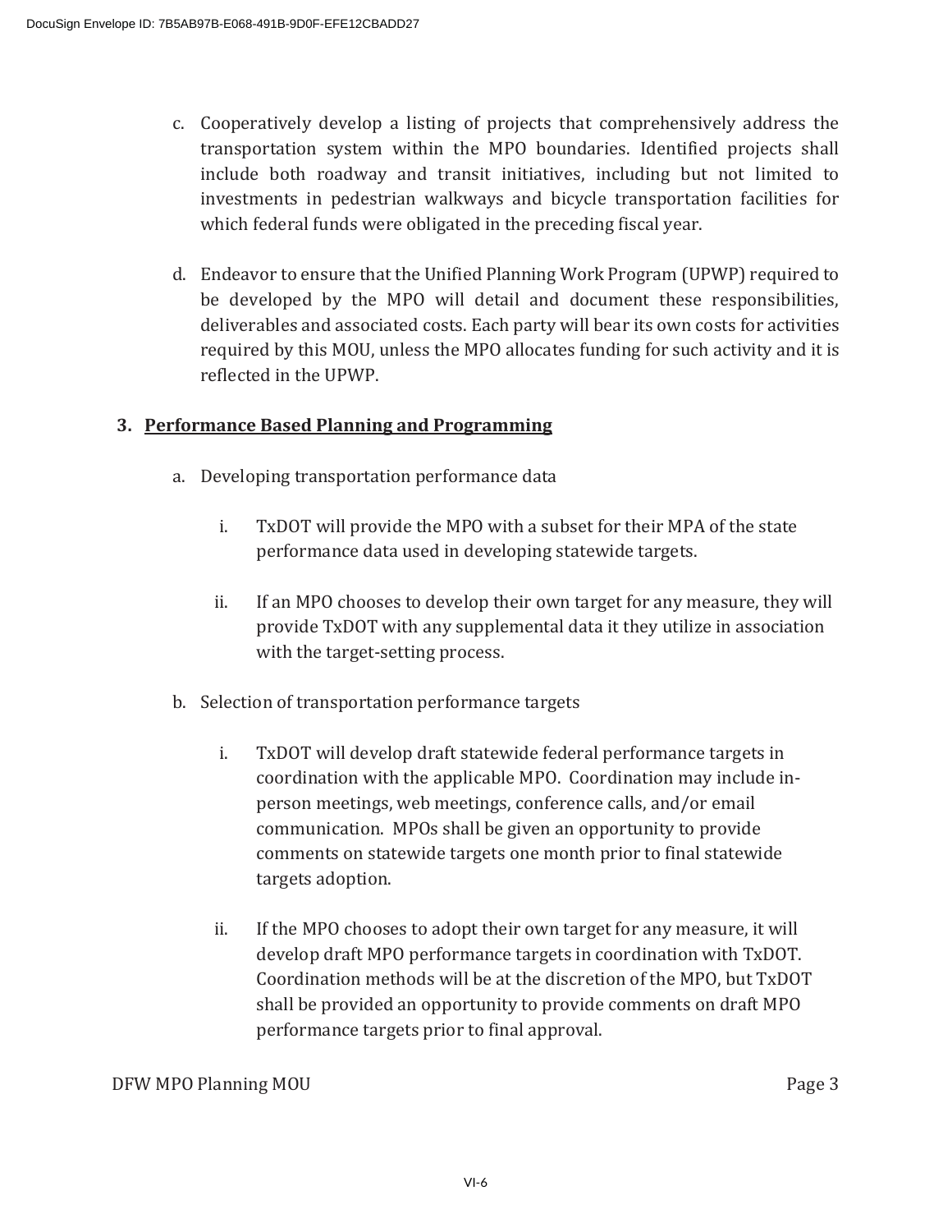c. Cooperatively develop a listing of projects that comprehensively address the transportation system within the MPO boundaries. Identified projects shall include both roadway and transit initiatives, including but not limited to investments in pedestrian walkways and bicycle transportation facilities for which federal funds were obligated in the preceding fiscal year.

d. Endeavor to ensure that the Unified Planning Work Program (UPWP) required to be developed by the MPO will detail and document these responsibilities, deliverables and associated costs. Each party will bear its own costs for activities required by this MOU, unless the MPO allocates funding for such activity and it is reflected in the UPWP.

**3. Performance Based Planning and Programming**

a. Developing transportation performance data

   i. TxDOT will provide the MPO with a subset for their MPA of the state performance data used in developing statewide targets.

   ii. If an MPO chooses to develop their own target for any measure, they will provide TxDOT with any supplemental data it they utilize in association with the target-setting process.

b. Selection of transportation performance targets

   i. TxDOT will develop draft statewide federal performance targets in coordination with the applicable MPO. Coordination may include in-person meetings, web meetings, conference calls, and/or email communication. MPOs shall be given an opportunity to provide comments on statewide targets one month prior to final statewide targets adoption.

   ii. If the MPO chooses to adopt their own target for any measure, it will develop draft MPO performance targets in coordination with TxDOT. Coordination methods will be at the discretion of the MPO, but TxDOT shall be provided an opportunity to provide comments on draft MPO performance targets prior to final approval.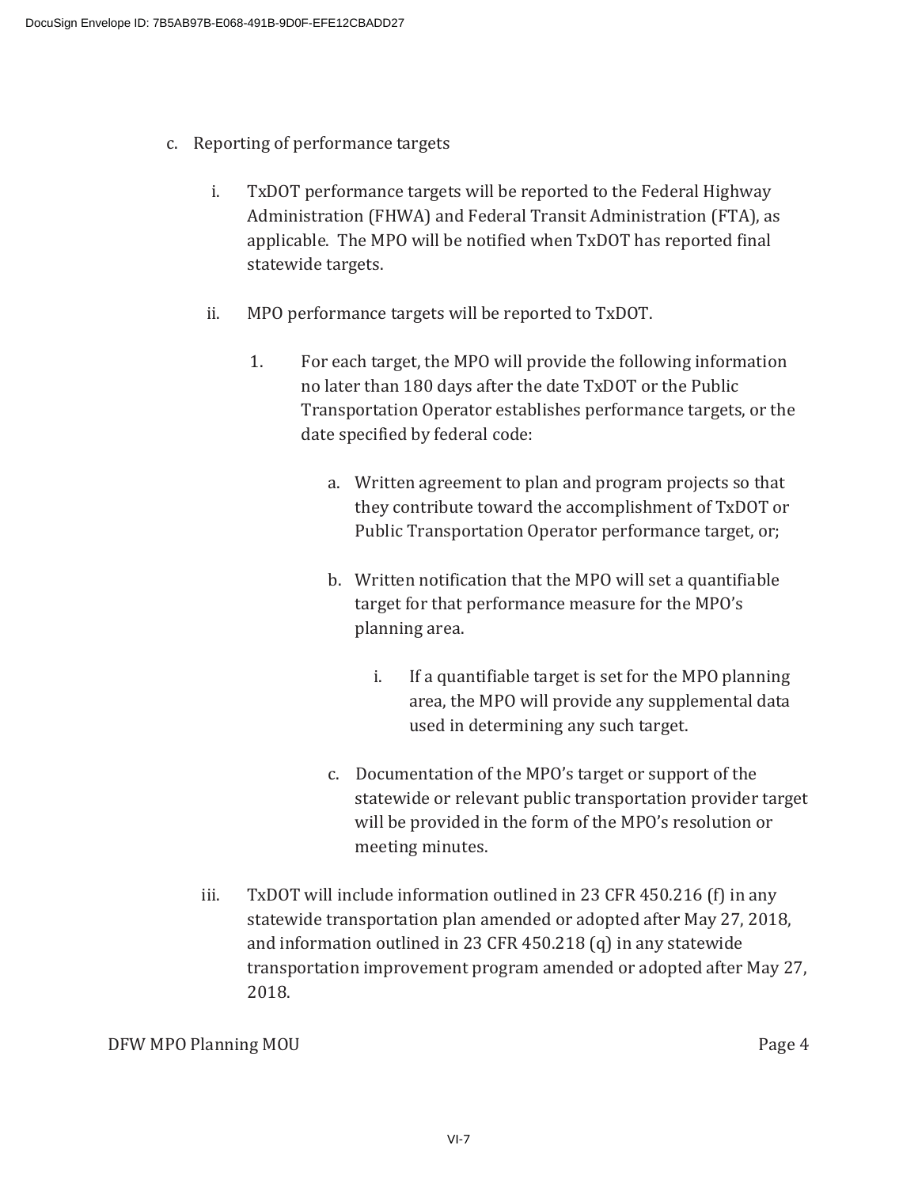c. Reporting of performance targets

   i. TxDOT performance targets will be reported to the Federal Highway Administration (FHWA) and Federal Transit Administration (FTA), as applicable. The MPO will be notified when TxDOT has reported final statewide targets.

   ii. MPO performance targets will be reported to TxDOT.

      1. For each target, the MPO will provide the following information no later than 180 days after the date TxDOT or the Public Transportation Operator establishes performance targets, or the date specified by federal code:

         a. Written agreement to plan and program projects so that they contribute toward the accomplishment of TxDOT or Public Transportation Operator performance target, or;

         b. Written notification that the MPO will set a quantifiable target for that performance measure for the MPO's planning area.

            i. If a quantifiable target is set for the MPO planning area, the MPO will provide any supplemental data used in determining any such target.

         c. Documentation of the MPO's target or support of the statewide or relevant public transportation provider target will be provided in the form of the MPO's resolution or meeting minutes.

   iii. TxDOT will include information outlined in 23 CFR 450.216 (f) in any statewide transportation plan amended or adopted after May 27, 2018, and information outlined in 23 CFR 450.218 (q) in any statewide transportation improvement program amended or adopted after May 27, 2018.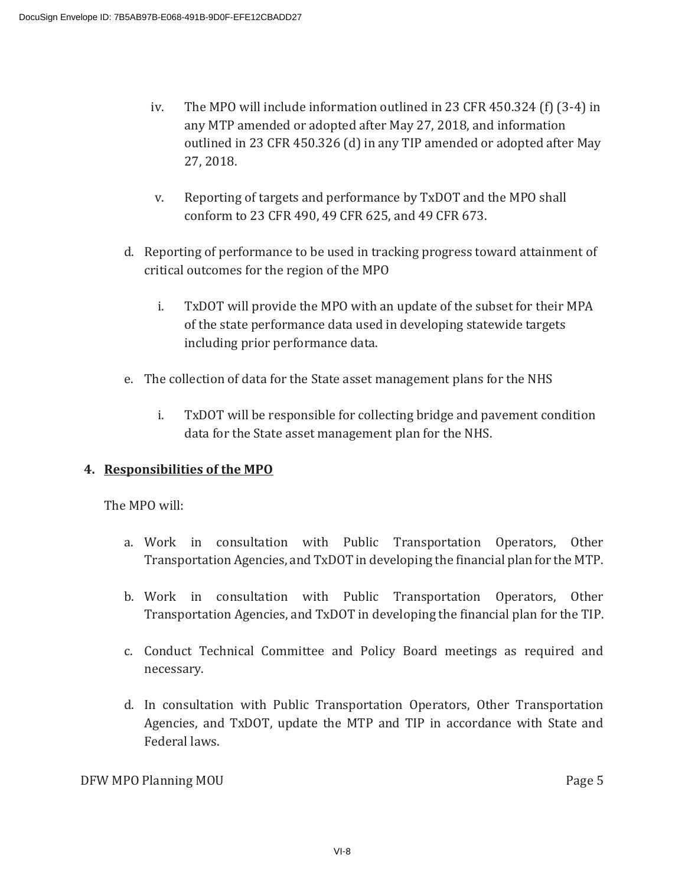iv. The MPO will include information outlined in 23 CFR 450.324 (f) (3-4) in any MTP amended or adopted after May 27, 2018, and information outlined in 23 CFR 450.326 (d) in any TIP amended or adopted after May 27, 2018.

v. Reporting of targets and performance by TxDOT and the MPO shall conform to 23 CFR 490, 49 CFR 625, and 49 CFR 673.

d. Reporting of performance to be used in tracking progress toward attainment of critical outcomes for the region of the MPO

   i. TxDOT will provide the MPO with an update of the subset for their MPA of the state performance data used in developing statewide targets including prior performance data.

e. The collection of data for the State asset management plans for the NHS

   i. TxDOT will be responsible for collecting bridge and pavement condition data for the State asset management plan for the NHS.

## 4. <u>Responsibilities of the MPO</u>

The MPO will:

a. Work in consultation with Public Transportation Operators, Other Transportation Agencies, and TxDOT in developing the financial plan for the MTP.

b. Work in consultation with Public Transportation Operators, Other Transportation Agencies, and TxDOT in developing the financial plan for the TIP.

c. Conduct Technical Committee and Policy Board meetings as required and necessary.

d. In consultation with Public Transportation Operators, Other Transportation Agencies, and TxDOT, update the MTP and TIP in accordance with State and Federal laws.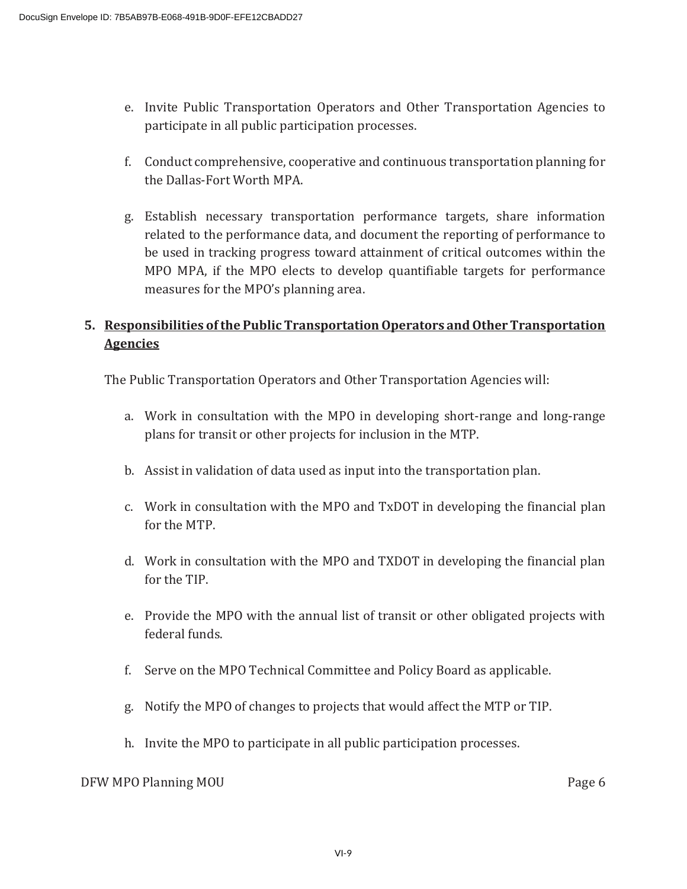e. Invite Public Transportation Operators and Other Transportation Agencies to participate in all public participation processes.

f. Conduct comprehensive, cooperative and continuous transportation planning for the Dallas-Fort Worth MPA.

g. Establish necessary transportation performance targets, share information related to the performance data, and document the reporting of performance to be used in tracking progress toward attainment of critical outcomes within the MPO MPA, if the MPO elects to develop quantifiable targets for performance measures for the MPO's planning area.

## 5. Responsibilities of the Public Transportation Operators and Other Transportation Agencies

The Public Transportation Operators and Other Transportation Agencies will:

a. Work in consultation with the MPO in developing short-range and long-range plans for transit or other projects for inclusion in the MTP.

b. Assist in validation of data used as input into the transportation plan.

c. Work in consultation with the MPO and TxDOT in developing the financial plan for the MTP.

d. Work in consultation with the MPO and TXDOT in developing the financial plan for the TIP.

e. Provide the MPO with the annual list of transit or other obligated projects with federal funds.

f. Serve on the MPO Technical Committee and Policy Board as applicable.

g. Notify the MPO of changes to projects that would affect the MTP or TIP.

h. Invite the MPO to participate in all public participation processes.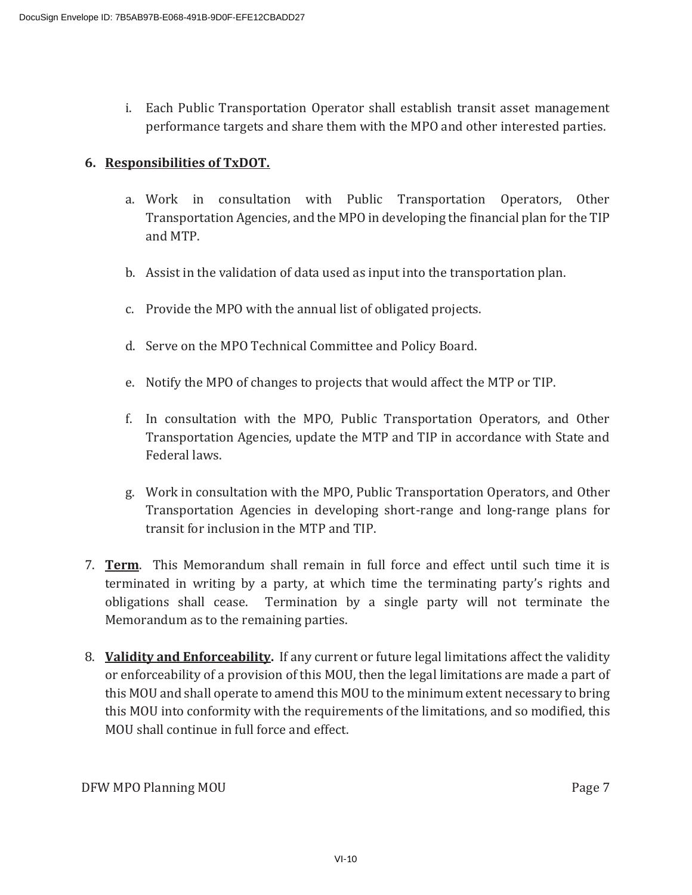i. Each Public Transportation Operator shall establish transit asset management performance targets and share them with the MPO and other interested parties.

6. **Responsibilities of TxDOT.**

   a. Work in consultation with Public Transportation Operators, Other Transportation Agencies, and the MPO in developing the financial plan for the TIP and MTP.

   b. Assist in the validation of data used as input into the transportation plan.

   c. Provide the MPO with the annual list of obligated projects.

   d. Serve on the MPO Technical Committee and Policy Board.

   e. Notify the MPO of changes to projects that would affect the MTP or TIP.

   f. In consultation with the MPO, Public Transportation Operators, and Other Transportation Agencies, update the MTP and TIP in accordance with State and Federal laws.

   g. Work in consultation with the MPO, Public Transportation Operators, and Other Transportation Agencies in developing short-range and long-range plans for transit for inclusion in the MTP and TIP.

7. **Term**. This Memorandum shall remain in full force and effect until such time it is terminated in writing by a party, at which time the terminating party's rights and obligations shall cease. Termination by a single party will not terminate the Memorandum as to the remaining parties.

8. **Validity and Enforceability.** If any current or future legal limitations affect the validity or enforceability of a provision of this MOU, then the legal limitations are made a part of this MOU and shall operate to amend this MOU to the minimum extent necessary to bring this MOU into conformity with the requirements of the limitations, and so modified, this MOU shall continue in full force and effect.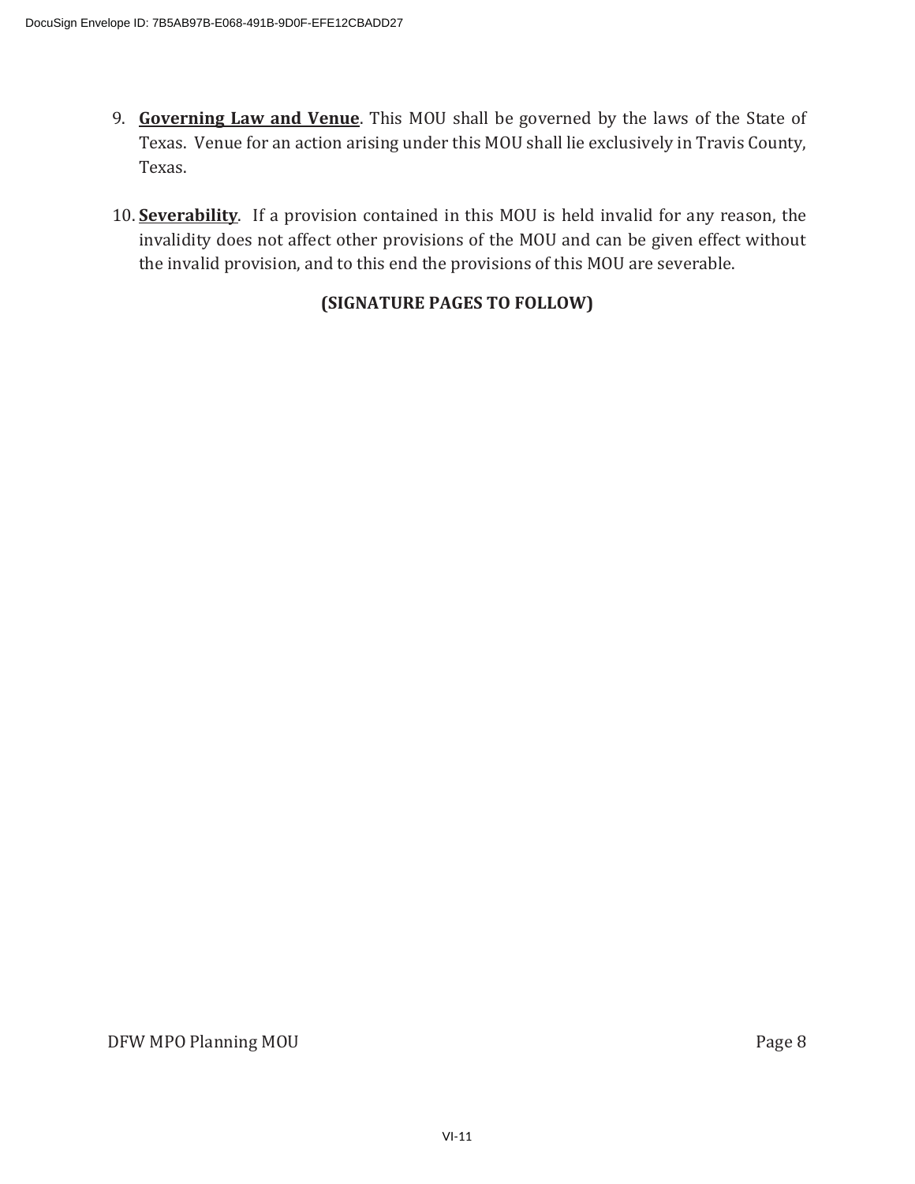9. **Governing Law and Venue**. This MOU shall be governed by the laws of the State of Texas. Venue for an action arising under this MOU shall lie exclusively in Travis County, Texas.

10. **Severability**. If a provision contained in this MOU is held invalid for any reason, the invalidity does not affect other provisions of the MOU and can be given effect without the invalid provision, and to this end the provisions of this MOU are severable.

**(SIGNATURE PAGES TO FOLLOW)**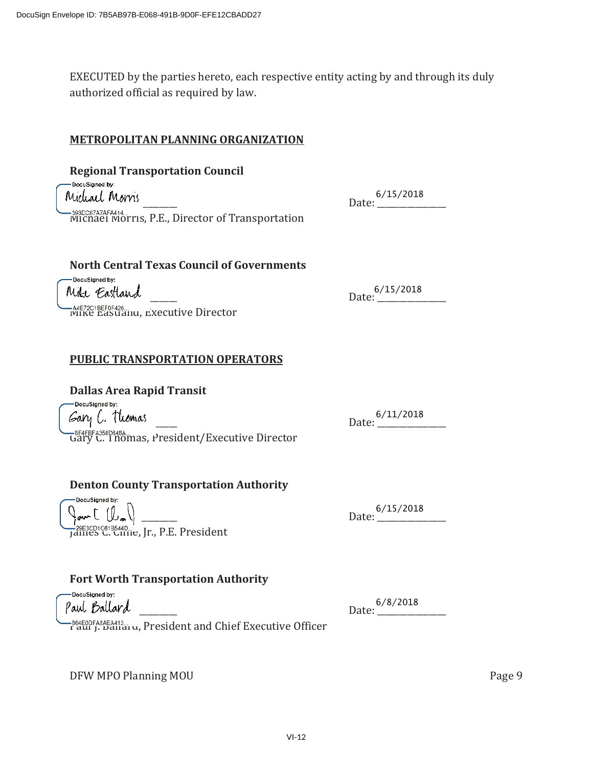EXECUTED by the parties hereto, each respective entity acting by and through its duly authorized official as required by law.

**METROPOLITAN PLANNING ORGANIZATION**

**Regional Transportation Council**

DocuSigned by: Michael Morris  
393DC67A7AFA414...  
Michael Morris, P.E., Director of Transportation

Date: 6/15/2018

**North Central Texas Council of Governments**

DocuSigned by: Mike Eastland  
A4E72C1BEF0F426...  
Mike Eastland, Executive Director

Date: 6/15/2018

**PUBLIC TRANSPORTATION OPERATORS**

**Dallas Area Rapid Transit**

DocuSigned by: Gary C. Thomas  
8F4FBFA358D848A...  
Gary C. Thomas, President/Executive Director

Date: 6/11/2018

**Denton County Transportation Authority**

DocuSigned by:  
29E3CD1C61B544D...  
James C. Cline, Jr., P.E. President

Date: 6/15/2018

**Fort Worth Transportation Authority**

DocuSigned by: Paul Ballard  
364E0DFA8AEA413...  
Paul J. Ballard, President and Chief Executive Officer

Date: 6/8/2018

DFW MPO Planning MOU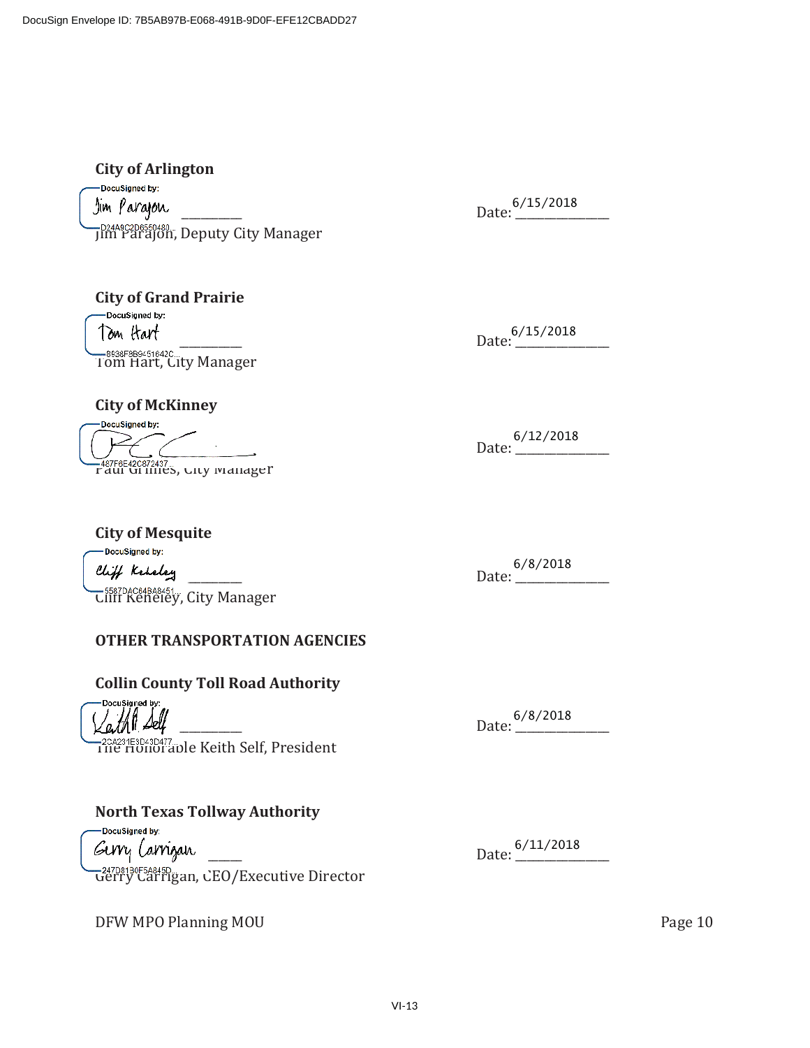**City of Arlington**

DocuSigned by: Jim Parajon
D24A9C2D6550480...

Jim Parajon, Deputy City Manager

Date: 6/15/2018

**City of Grand Prairie**

DocuSigned by: Tom Hart
8936F8B9451642C...

Tom Hart, City Manager

Date: 6/15/2018

**City of McKinney**

DocuSigned by:
487F6E42C872437...

Paul Grimes, City Manager

Date: 6/12/2018

**City of Mesquite**

DocuSigned by: Cliff Keheley
5587DAC64BA8451...

Cliff Keheley, City Manager

Date: 6/8/2018

**OTHER TRANSPORTATION AGENCIES**

**Collin County Toll Road Authority**

DocuSigned by: Keith Self
2CA231E8D43D477...

The Honorable Keith Self, President

Date: 6/8/2018

**North Texas Tollway Authority**

DocuSigned by: Gerry Carrigan
247D8130F5A845D...

Gerry Carrigan, CEO/Executive Director

Date: 6/11/2018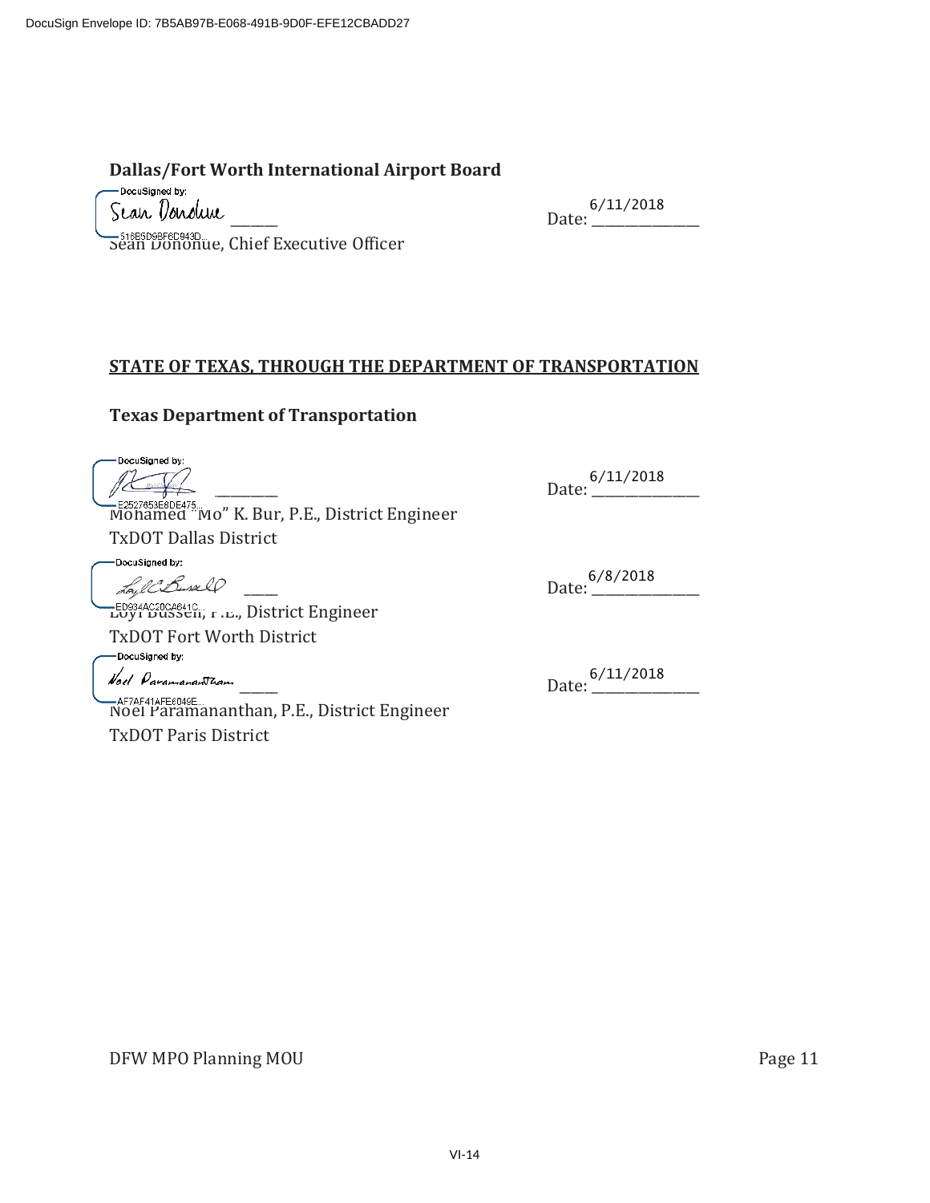**Dallas/Fort Worth International Airport Board**

DocuSigned by:
Sean Donohue
516B5D9BF6D943D...
Sean Donohue, Chief Executive Officer

Date: 6/11/2018

**STATE OF TEXAS, THROUGH THE DEPARTMENT OF TRANSPORTATION**

**Texas Department of Transportation**

DocuSigned by:
E2527653E8DE475...
Mohamed "Mo" K. Bur, P.E., District Engineer
TxDOT Dallas District

Date: 6/11/2018

DocuSigned by:
ED934AC20CA641C...
Loyl Bussell, P.E., District Engineer
TxDOT Fort Worth District

Date: 6/8/2018

DocuSigned by:
Noel Paramanantham
AF7AF41AFE6049E...
Noel Paramananthan, P.E., District Engineer
TxDOT Paris District

Date: 6/11/2018